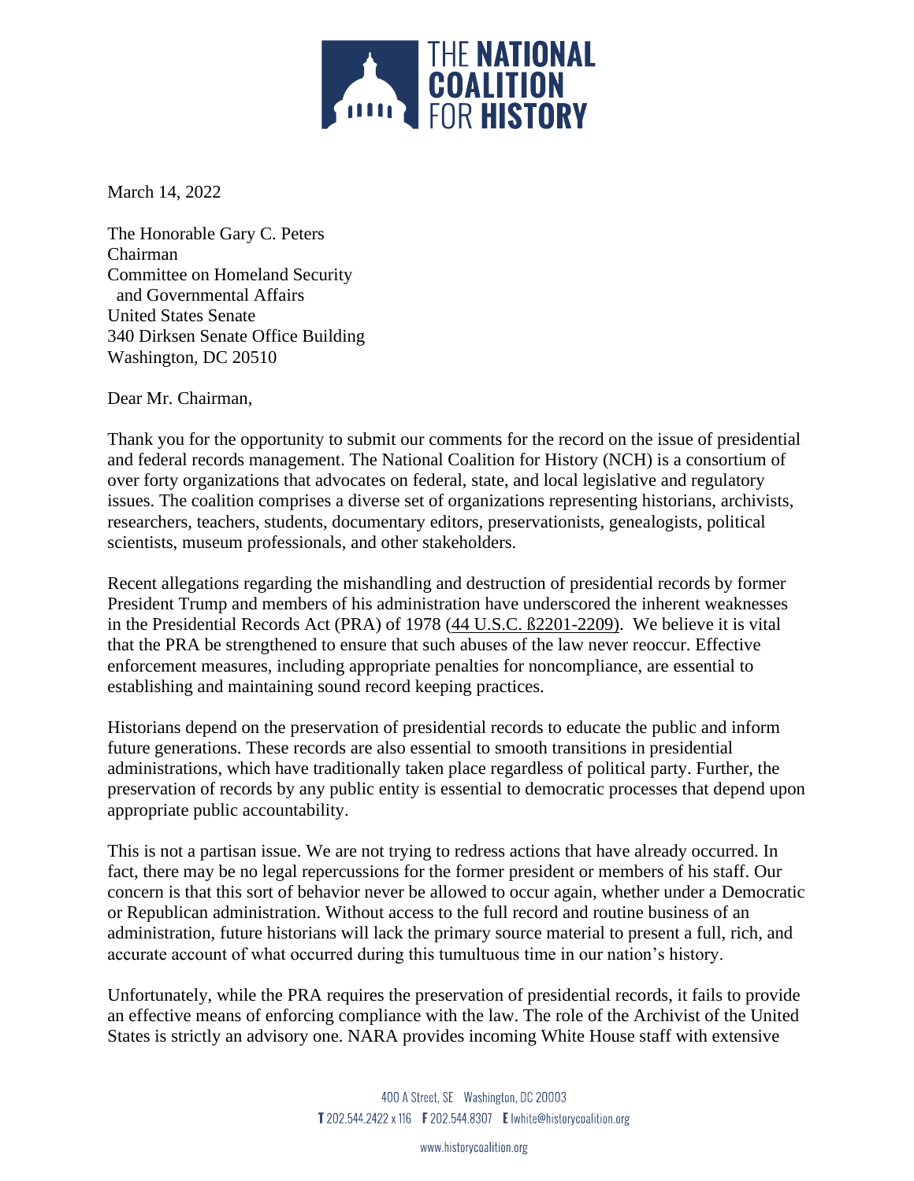THE NATIONAL COALITION FOR HISTORY

March 14, 2022

The Honorable Gary C. Peters
Chairman
Committee on Homeland Security
and Governmental Affairs
United States Senate
340 Dirksen Senate Office Building
Washington, DC 20510

Dear Mr. Chairman,

Thank you for the opportunity to submit our comments for the record on the issue of presidential and federal records management. The National Coalition for History (NCH) is a consortium of over forty organizations that advocates on federal, state, and local legislative and regulatory issues. The coalition comprises a diverse set of organizations representing historians, archivists, researchers, teachers, students, documentary editors, preservationists, genealogists, political scientists, museum professionals, and other stakeholders.

Recent allegations regarding the mishandling and destruction of presidential records by former President Trump and members of his administration have underscored the inherent weaknesses in the Presidential Records Act (PRA) of 1978 (44 U.S.C. ß2201-2209). We believe it is vital that the PRA be strengthened to ensure that such abuses of the law never reoccur. Effective enforcement measures, including appropriate penalties for noncompliance, are essential to establishing and maintaining sound record keeping practices.

Historians depend on the preservation of presidential records to educate the public and inform future generations. These records are also essential to smooth transitions in presidential administrations, which have traditionally taken place regardless of political party. Further, the preservation of records by any public entity is essential to democratic processes that depend upon appropriate public accountability.

This is not a partisan issue. We are not trying to redress actions that have already occurred. In fact, there may be no legal repercussions for the former president or members of his staff. Our concern is that this sort of behavior never be allowed to occur again, whether under a Democratic or Republican administration. Without access to the full record and routine business of an administration, future historians will lack the primary source material to present a full, rich, and accurate account of what occurred during this tumultuous time in our nation's history.

Unfortunately, while the PRA requires the preservation of presidential records, it fails to provide an effective means of enforcing compliance with the law. The role of the Archivist of the United States is strictly an advisory one. NARA provides incoming White House staff with extensive

400 A Street, SE Washington, DC 20003
T 202.544.2422 x 116 F 202.544.8307 E lwhite@historycoalition.org

www.historycoalition.org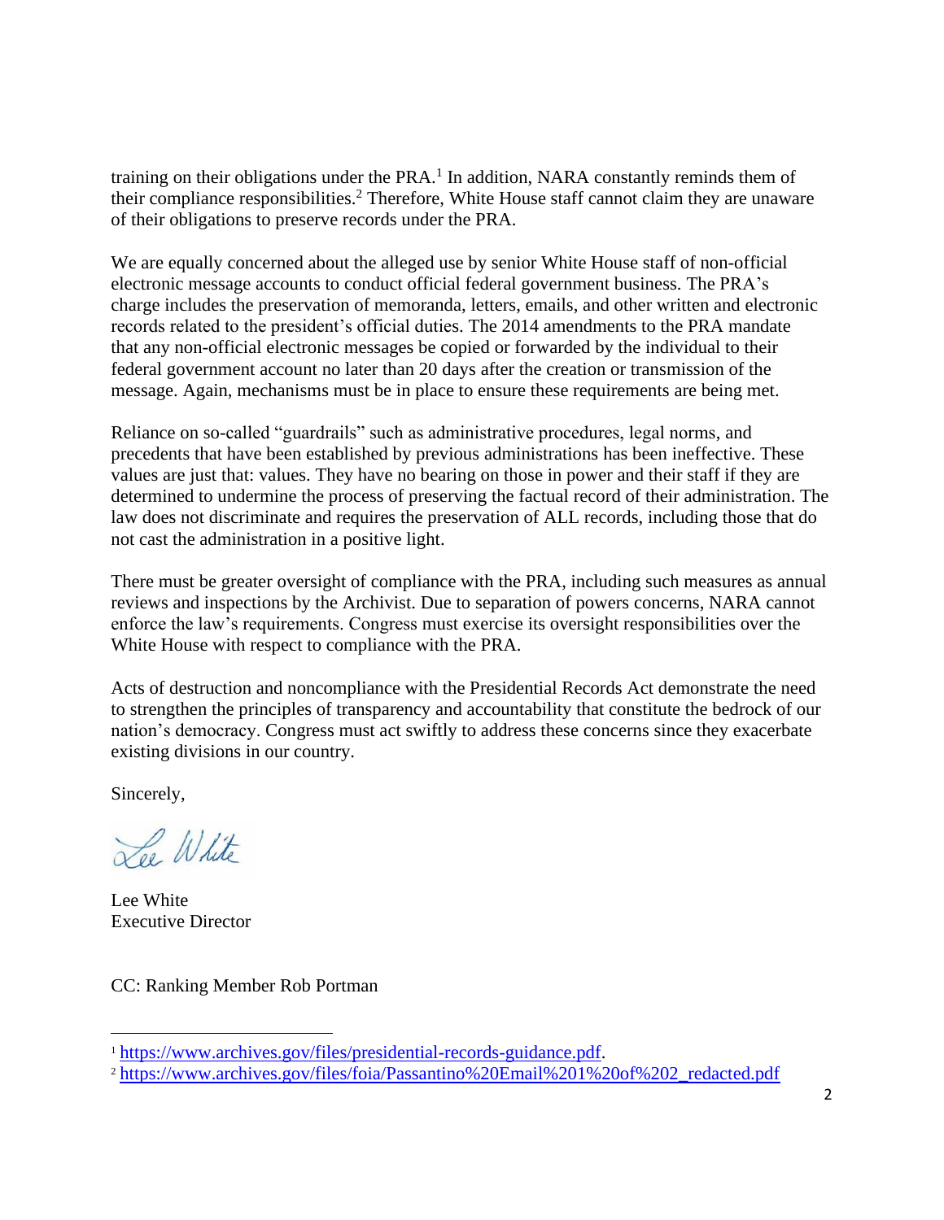training on their obligations under the PRA.[1] In addition, NARA constantly reminds them of their compliance responsibilities.[2] Therefore, White House staff cannot claim they are unaware of their obligations to preserve records under the PRA.

We are equally concerned about the alleged use by senior White House staff of non-official electronic message accounts to conduct official federal government business. The PRA's charge includes the preservation of memoranda, letters, emails, and other written and electronic records related to the president's official duties. The 2014 amendments to the PRA mandate that any non-official electronic messages be copied or forwarded by the individual to their federal government account no later than 20 days after the creation or transmission of the message. Again, mechanisms must be in place to ensure these requirements are being met.

Reliance on so-called "guardrails" such as administrative procedures, legal norms, and precedents that have been established by previous administrations has been ineffective. These values are just that: values. They have no bearing on those in power and their staff if they are determined to undermine the process of preserving the factual record of their administration. The law does not discriminate and requires the preservation of ALL records, including those that do not cast the administration in a positive light.

There must be greater oversight of compliance with the PRA, including such measures as annual reviews and inspections by the Archivist. Due to separation of powers concerns, NARA cannot enforce the law's requirements. Congress must exercise its oversight responsibilities over the White House with respect to compliance with the PRA.

Acts of destruction and noncompliance with the Presidential Records Act demonstrate the need to strengthen the principles of transparency and accountability that constitute the bedrock of our nation's democracy. Congress must act swiftly to address these concerns since they exacerbate existing divisions in our country.

Sincerely,

Lee White

Lee White
Executive Director

CC: Ranking Member Rob Portman

---

[1] https://www.archives.gov/files/presidential-records-guidance.pdf.

[2] https://www.archives.gov/files/foia/Passantino%20Email%201%20of%202_redacted.pdf